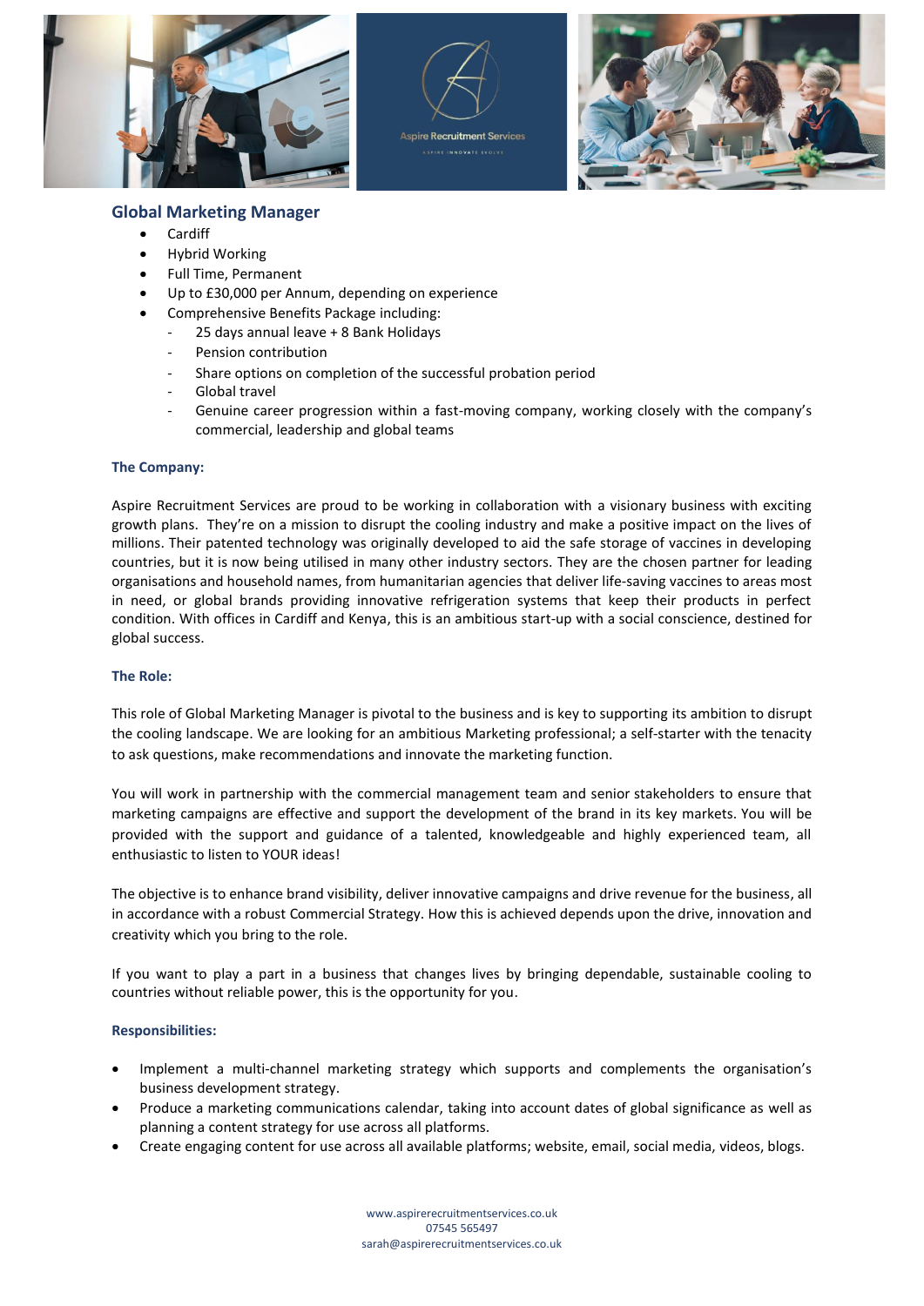## Global Marketing Manager

- Cardiff
- Hybrid Working
- Full Time, Permanent
- Up to £30,000 per Annum, depending on experience
- Comprehensive Benefits Package including:
  - 25 days annual leave + 8 Bank Holidays
  - Pension contribution
  - Share options on completion of the successful probation period
  - Global travel
  - Genuine career progression within a fast-moving company, working closely with the company's commercial, leadership and global teams

### The Company:

Aspire Recruitment Services are proud to be working in collaboration with a visionary business with exciting growth plans. They're on a mission to disrupt the cooling industry and make a positive impact on the lives of millions. Their patented technology was originally developed to aid the safe storage of vaccines in developing countries, but it is now being utilised in many other industry sectors. They are the chosen partner for leading organisations and household names, from humanitarian agencies that deliver life-saving vaccines to areas most in need, or global brands providing innovative refrigeration systems that keep their products in perfect condition. With offices in Cardiff and Kenya, this is an ambitious start-up with a social conscience, destined for global success.

### The Role:

This role of Global Marketing Manager is pivotal to the business and is key to supporting its ambition to disrupt the cooling landscape. We are looking for an ambitious Marketing professional; a self-starter with the tenacity to ask questions, make recommendations and innovate the marketing function.

You will work in partnership with the commercial management team and senior stakeholders to ensure that marketing campaigns are effective and support the development of the brand in its key markets. You will be provided with the support and guidance of a talented, knowledgeable and highly experienced team, all enthusiastic to listen to YOUR ideas!

The objective is to enhance brand visibility, deliver innovative campaigns and drive revenue for the business, all in accordance with a robust Commercial Strategy. How this is achieved depends upon the drive, innovation and creativity which you bring to the role.

If you want to play a part in a business that changes lives by bringing dependable, sustainable cooling to countries without reliable power, this is the opportunity for you.

### Responsibilities:

- Implement a multi-channel marketing strategy which supports and complements the organisation's business development strategy.
- Produce a marketing communications calendar, taking into account dates of global significance as well as planning a content strategy for use across all platforms.
- Create engaging content for use across all available platforms; website, email, social media, videos, blogs.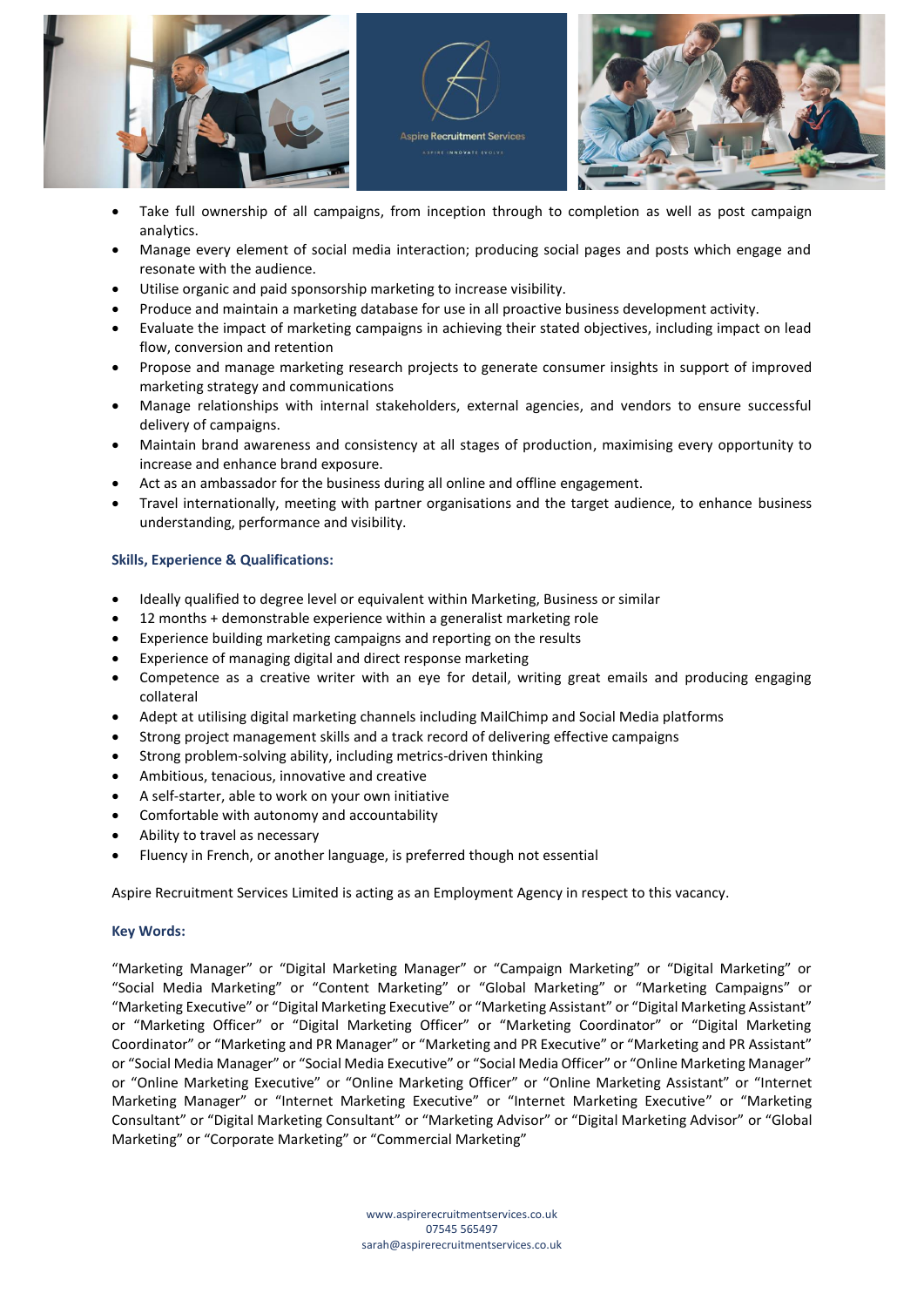- Take full ownership of all campaigns, from inception through to completion as well as post campaign analytics.
- Manage every element of social media interaction; producing social pages and posts which engage and resonate with the audience.
- Utilise organic and paid sponsorship marketing to increase visibility.
- Produce and maintain a marketing database for use in all proactive business development activity.
- Evaluate the impact of marketing campaigns in achieving their stated objectives, including impact on lead flow, conversion and retention
- Propose and manage marketing research projects to generate consumer insights in support of improved marketing strategy and communications
- Manage relationships with internal stakeholders, external agencies, and vendors to ensure successful delivery of campaigns.
- Maintain brand awareness and consistency at all stages of production, maximising every opportunity to increase and enhance brand exposure.
- Act as an ambassador for the business during all online and offline engagement.
- Travel internationally, meeting with partner organisations and the target audience, to enhance business understanding, performance and visibility.

### Skills, Experience & Qualifications:

- Ideally qualified to degree level or equivalent within Marketing, Business or similar
- 12 months + demonstrable experience within a generalist marketing role
- Experience building marketing campaigns and reporting on the results
- Experience of managing digital and direct response marketing
- Competence as a creative writer with an eye for detail, writing great emails and producing engaging collateral
- Adept at utilising digital marketing channels including MailChimp and Social Media platforms
- Strong project management skills and a track record of delivering effective campaigns
- Strong problem-solving ability, including metrics-driven thinking
- Ambitious, tenacious, innovative and creative
- A self-starter, able to work on your own initiative
- Comfortable with autonomy and accountability
- Ability to travel as necessary
- Fluency in French, or another language, is preferred though not essential

Aspire Recruitment Services Limited is acting as an Employment Agency in respect to this vacancy.

### Key Words:

"Marketing Manager" or "Digital Marketing Manager" or "Campaign Marketing" or "Digital Marketing" or "Social Media Marketing" or "Content Marketing" or "Global Marketing" or "Marketing Campaigns" or "Marketing Executive" or "Digital Marketing Executive" or "Marketing Assistant" or "Digital Marketing Assistant" or "Marketing Officer" or "Digital Marketing Officer" or "Marketing Coordinator" or "Digital Marketing Coordinator" or "Marketing and PR Manager" or "Marketing and PR Executive" or "Marketing and PR Assistant" or "Social Media Manager" or "Social Media Executive" or "Social Media Officer" or "Online Marketing Manager" or "Online Marketing Executive" or "Online Marketing Officer" or "Online Marketing Assistant" or "Internet Marketing Manager" or "Internet Marketing Executive" or "Internet Marketing Executive" or "Marketing Consultant" or "Digital Marketing Consultant" or "Marketing Advisor" or "Digital Marketing Advisor" or "Global Marketing" or "Corporate Marketing" or "Commercial Marketing"

www.aspirerecruitmentservices.co.uk
07545 565497
sarah@aspirerecruitmentservices.co.uk